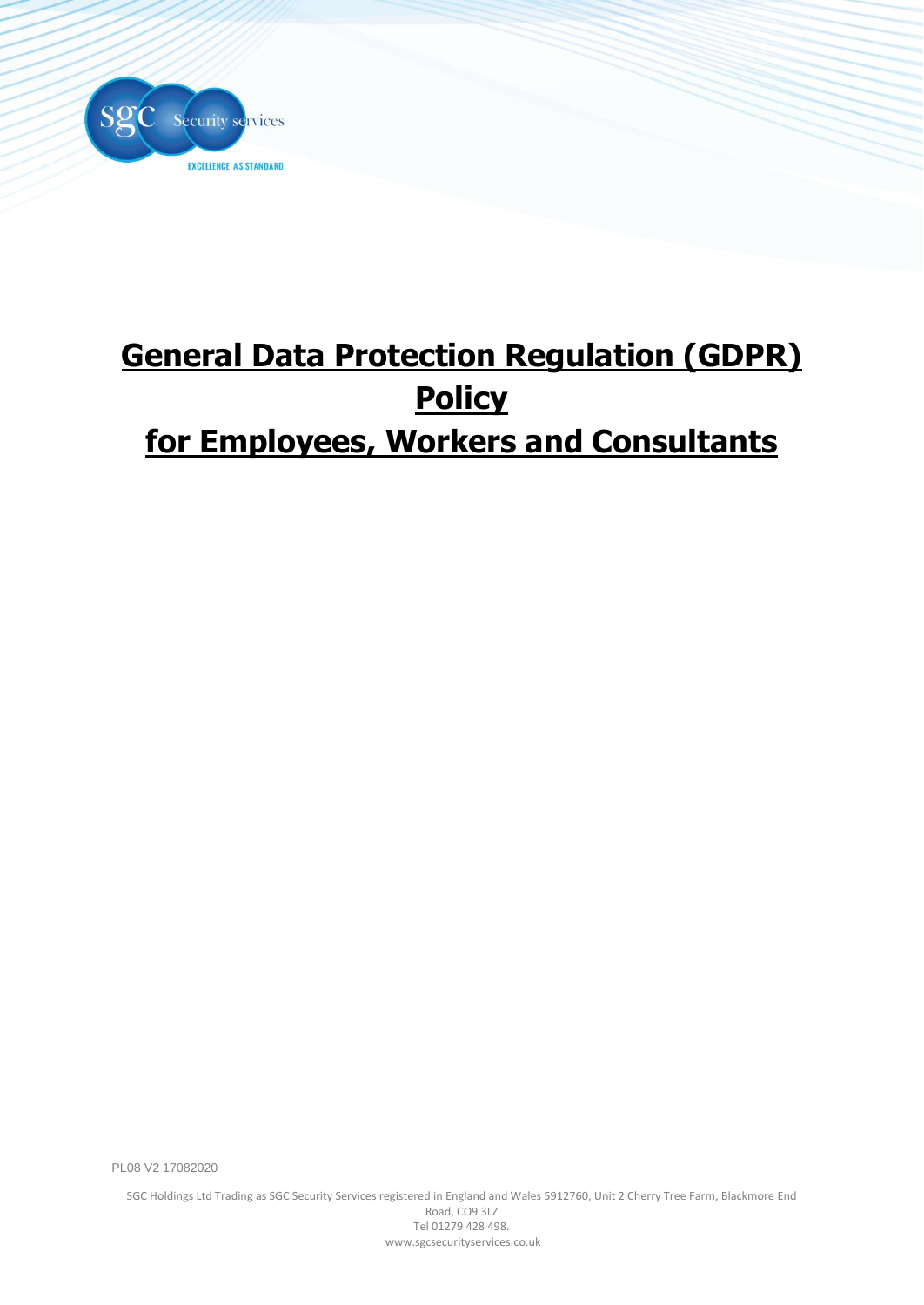# General Data Protection Regulation (GDPR) Policy for Employees, Workers and Consultants

PL08 V2 17082020

SGC Holdings Ltd Trading as SGC Security Services registered in England and Wales 5912760, Unit 2 Cherry Tree Farm, Blackmore End Road, CO9 3LZ
Tel 01279 428 498.
www.sgcsecurityservices.co.uk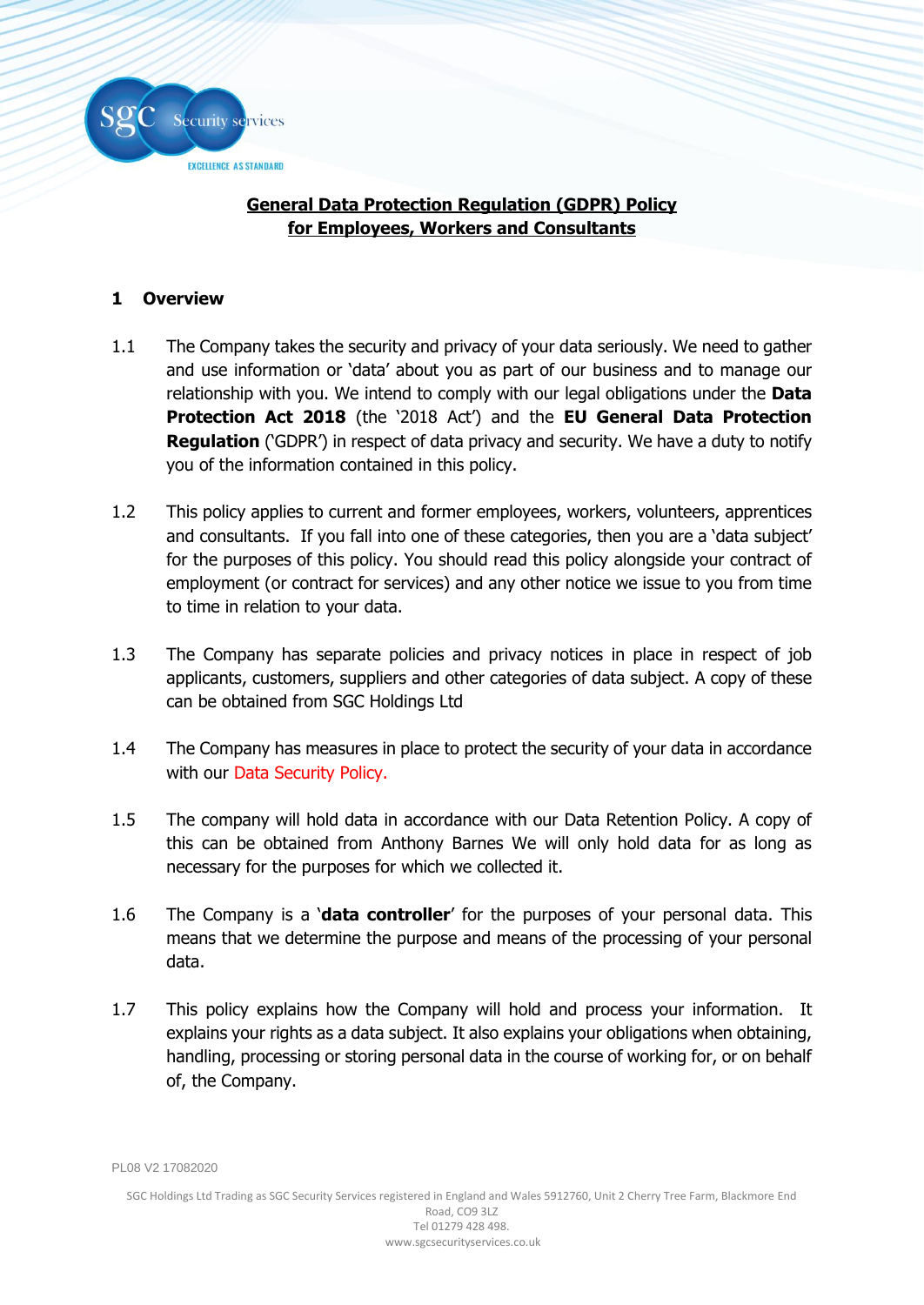# General Data Protection Regulation (GDPR) Policy for Employees, Workers and Consultants

## 1 Overview

1.1 The Company takes the security and privacy of your data seriously. We need to gather and use information or 'data' about you as part of our business and to manage our relationship with you. We intend to comply with our legal obligations under the **Data Protection Act 2018** (the '2018 Act') and the **EU General Data Protection Regulation** ('GDPR') in respect of data privacy and security. We have a duty to notify you of the information contained in this policy.

1.2 This policy applies to current and former employees, workers, volunteers, apprentices and consultants. If you fall into one of these categories, then you are a 'data subject' for the purposes of this policy. You should read this policy alongside your contract of employment (or contract for services) and any other notice we issue to you from time to time in relation to your data.

1.3 The Company has separate policies and privacy notices in place in respect of job applicants, customers, suppliers and other categories of data subject. A copy of these can be obtained from SGC Holdings Ltd

1.4 The Company has measures in place to protect the security of your data in accordance with our Data Security Policy.

1.5 The company will hold data in accordance with our Data Retention Policy. A copy of this can be obtained from Anthony Barnes We will only hold data for as long as necessary for the purposes for which we collected it.

1.6 The Company is a '**data controller**' for the purposes of your personal data. This means that we determine the purpose and means of the processing of your personal data.

1.7 This policy explains how the Company will hold and process your information. It explains your rights as a data subject. It also explains your obligations when obtaining, handling, processing or storing personal data in the course of working for, or on behalf of, the Company.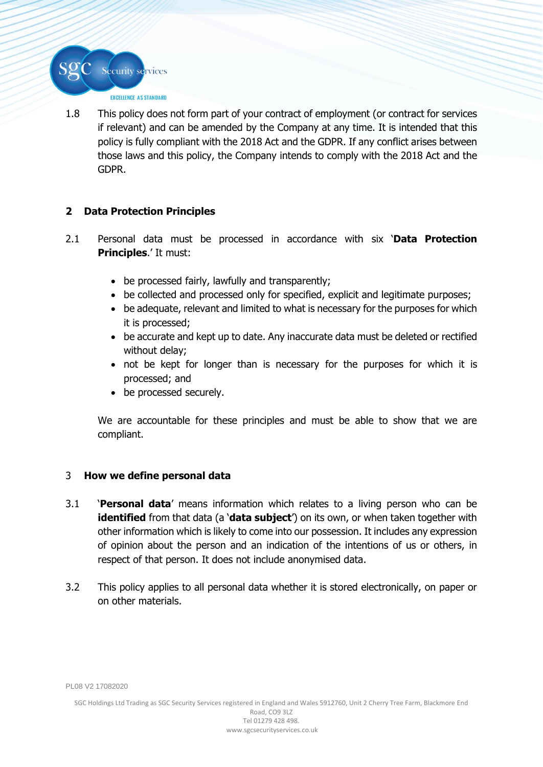1.8 This policy does not form part of your contract of employment (or contract for services if relevant) and can be amended by the Company at any time. It is intended that this policy is fully compliant with the 2018 Act and the GDPR. If any conflict arises between those laws and this policy, the Company intends to comply with the 2018 Act and the GDPR.

## 2 Data Protection Principles

2.1 Personal data must be processed in accordance with six '**Data Protection Principles**.' It must:

- be processed fairly, lawfully and transparently;
- be collected and processed only for specified, explicit and legitimate purposes;
- be adequate, relevant and limited to what is necessary for the purposes for which it is processed;
- be accurate and kept up to date. Any inaccurate data must be deleted or rectified without delay;
- not be kept for longer than is necessary for the purposes for which it is processed; and
- be processed securely.

We are accountable for these principles and must be able to show that we are compliant.

## 3 How we define personal data

3.1 '**Personal data**' means information which relates to a living person who can be **identified** from that data (a '**data subject**') on its own, or when taken together with other information which is likely to come into our possession. It includes any expression of opinion about the person and an indication of the intentions of us or others, in respect of that person. It does not include anonymised data.

3.2 This policy applies to all personal data whether it is stored electronically, on paper or on other materials.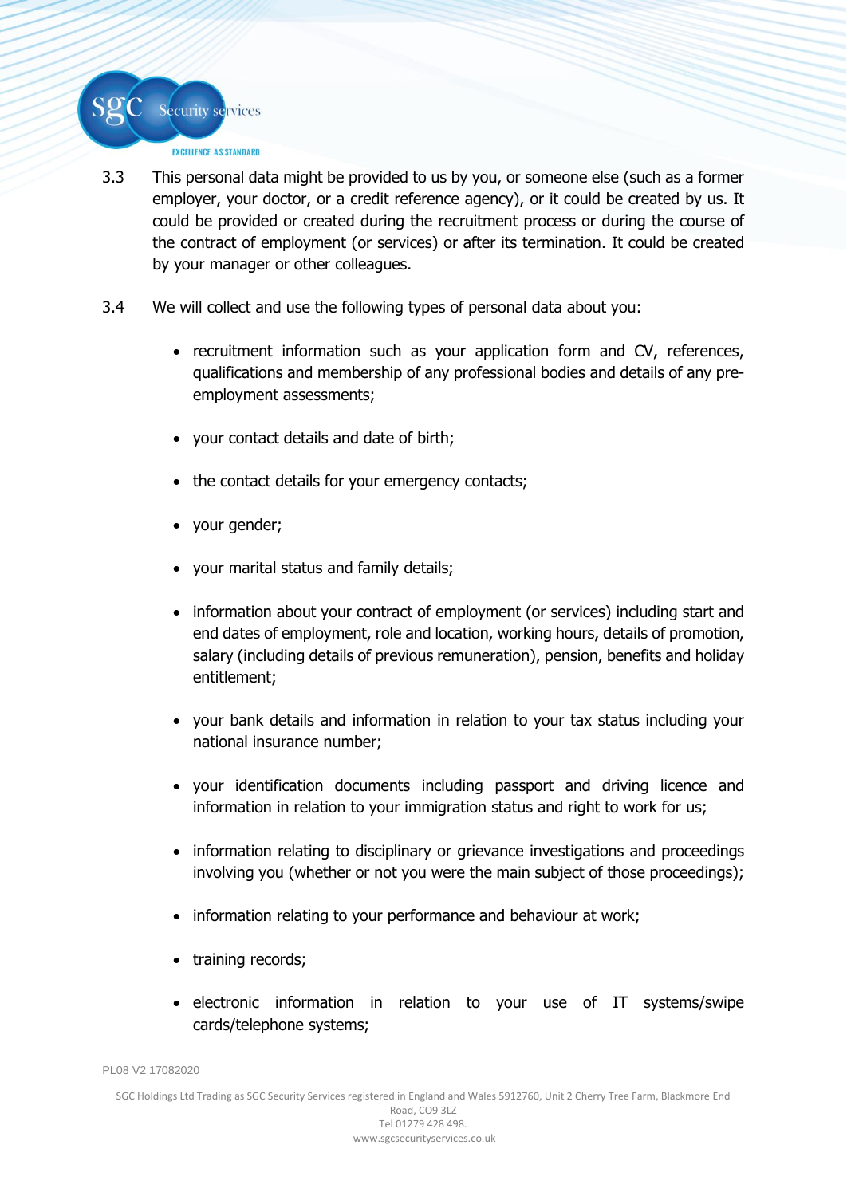3.3 This personal data might be provided to us by you, or someone else (such as a former employer, your doctor, or a credit reference agency), or it could be created by us. It could be provided or created during the recruitment process or during the course of the contract of employment (or services) or after its termination. It could be created by your manager or other colleagues.

3.4 We will collect and use the following types of personal data about you:

- recruitment information such as your application form and CV, references, qualifications and membership of any professional bodies and details of any pre-employment assessments;
- your contact details and date of birth;
- the contact details for your emergency contacts;
- your gender;
- your marital status and family details;
- information about your contract of employment (or services) including start and end dates of employment, role and location, working hours, details of promotion, salary (including details of previous remuneration), pension, benefits and holiday entitlement;
- your bank details and information in relation to your tax status including your national insurance number;
- your identification documents including passport and driving licence and information in relation to your immigration status and right to work for us;
- information relating to disciplinary or grievance investigations and proceedings involving you (whether or not you were the main subject of those proceedings);
- information relating to your performance and behaviour at work;
- training records;
- electronic information in relation to your use of IT systems/swipe cards/telephone systems;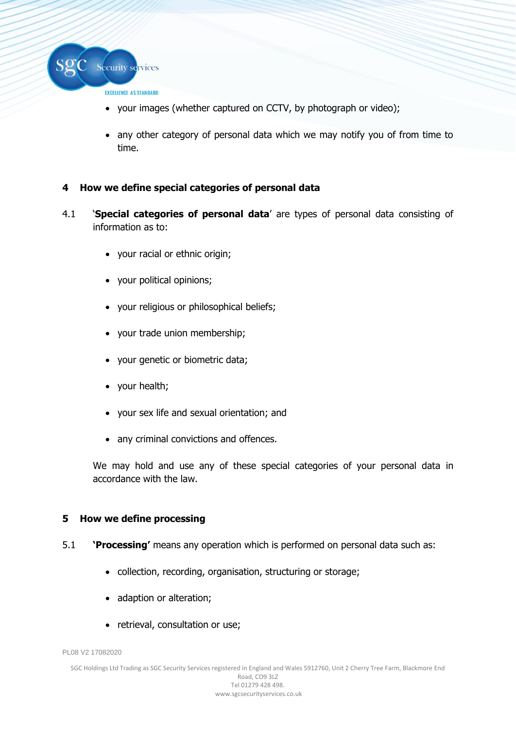- your images (whether captured on CCTV, by photograph or video);
- any other category of personal data which we may notify you of from time to time.

## 4 How we define special categories of personal data

4.1 '**Special categories of personal data**' are types of personal data consisting of information as to:

- your racial or ethnic origin;
- your political opinions;
- your religious or philosophical beliefs;
- your trade union membership;
- your genetic or biometric data;
- your health;
- your sex life and sexual orientation; and
- any criminal convictions and offences.

We may hold and use any of these special categories of your personal data in accordance with the law.

## 5 How we define processing

5.1 **'Processing'** means any operation which is performed on personal data such as:

- collection, recording, organisation, structuring or storage;
- adaption or alteration;
- retrieval, consultation or use;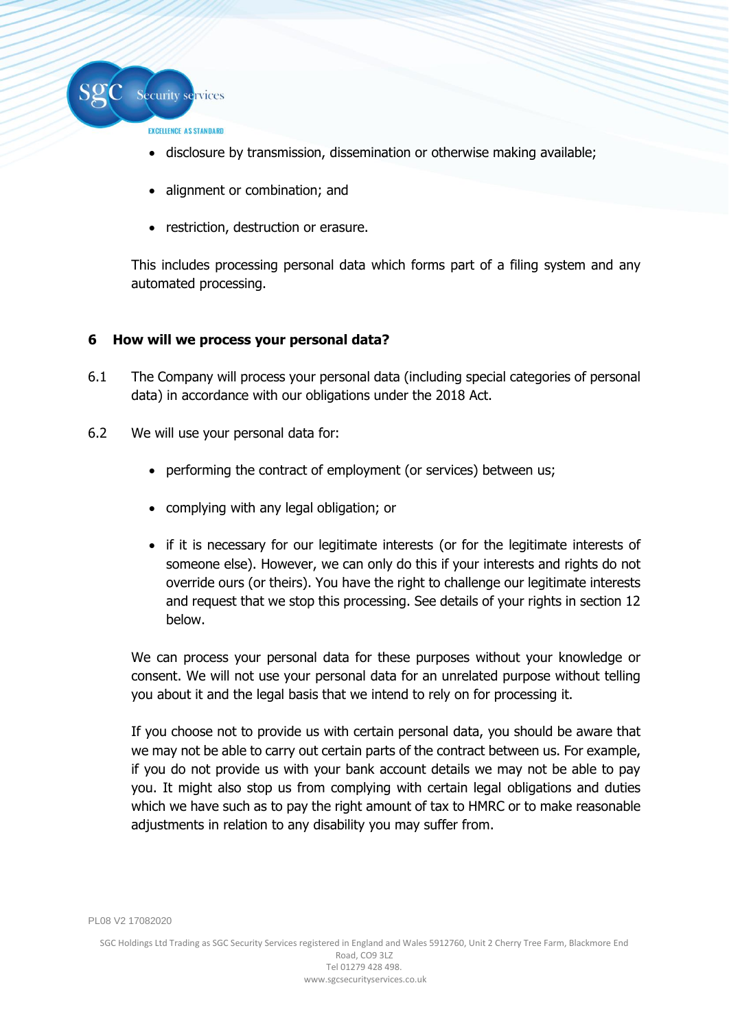- disclosure by transmission, dissemination or otherwise making available;
- alignment or combination; and
- restriction, destruction or erasure.

This includes processing personal data which forms part of a filing system and any automated processing.

## 6 How will we process your personal data?

6.1 The Company will process your personal data (including special categories of personal data) in accordance with our obligations under the 2018 Act.

6.2 We will use your personal data for:

- performing the contract of employment (or services) between us;
- complying with any legal obligation; or
- if it is necessary for our legitimate interests (or for the legitimate interests of someone else). However, we can only do this if your interests and rights do not override ours (or theirs). You have the right to challenge our legitimate interests and request that we stop this processing. See details of your rights in section 12 below.

We can process your personal data for these purposes without your knowledge or consent. We will not use your personal data for an unrelated purpose without telling you about it and the legal basis that we intend to rely on for processing it.

If you choose not to provide us with certain personal data, you should be aware that we may not be able to carry out certain parts of the contract between us. For example, if you do not provide us with your bank account details we may not be able to pay you. It might also stop us from complying with certain legal obligations and duties which we have such as to pay the right amount of tax to HMRC or to make reasonable adjustments in relation to any disability you may suffer from.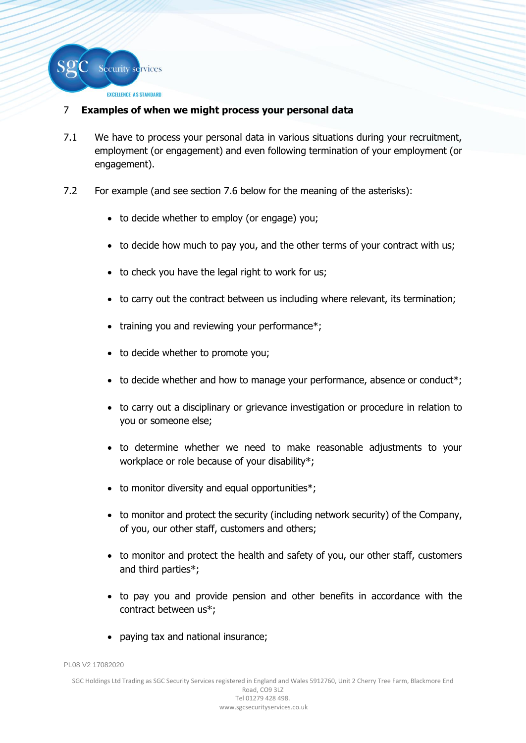## 7 Examples of when we might process your personal data

7.1 We have to process your personal data in various situations during your recruitment, employment (or engagement) and even following termination of your employment (or engagement).

7.2 For example (and see section 7.6 below for the meaning of the asterisks):

- to decide whether to employ (or engage) you;
- to decide how much to pay you, and the other terms of your contract with us;
- to check you have the legal right to work for us;
- to carry out the contract between us including where relevant, its termination;
- training you and reviewing your performance*;
- to decide whether to promote you;
- to decide whether and how to manage your performance, absence or conduct*;
- to carry out a disciplinary or grievance investigation or procedure in relation to you or someone else;
- to determine whether we need to make reasonable adjustments to your workplace or role because of your disability*;
- to monitor diversity and equal opportunities*;
- to monitor and protect the security (including network security) of the Company, of you, our other staff, customers and others;
- to monitor and protect the health and safety of you, our other staff, customers and third parties*;
- to pay you and provide pension and other benefits in accordance with the contract between us*;
- paying tax and national insurance;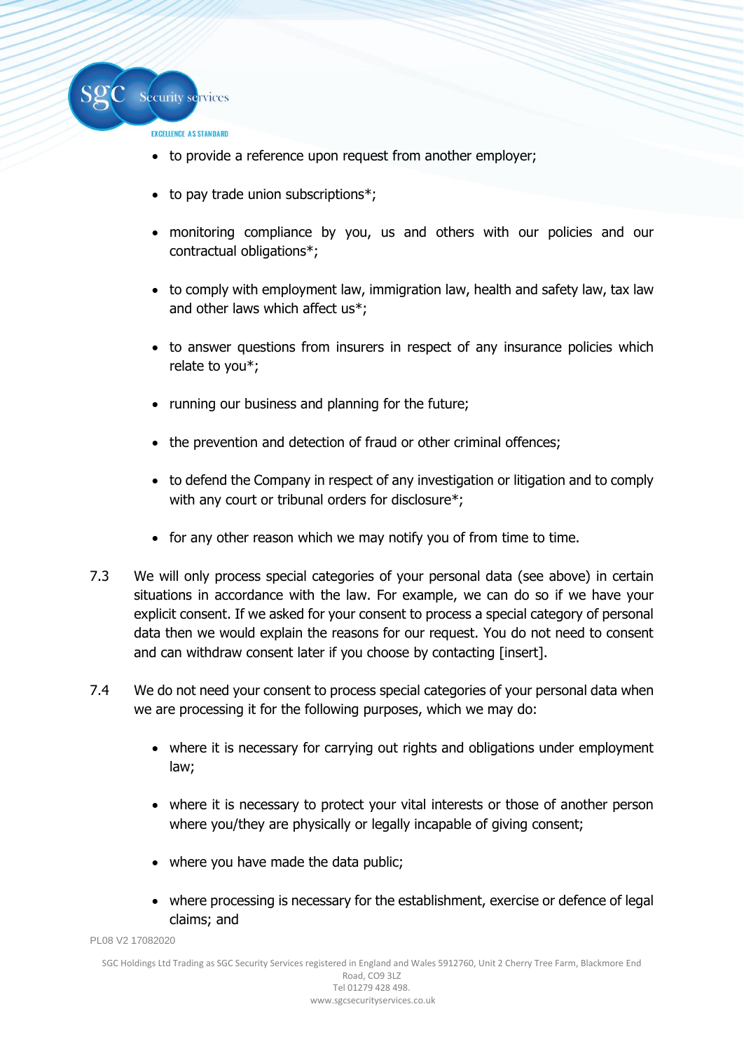- to provide a reference upon request from another employer;

- to pay trade union subscriptions*;

- monitoring compliance by you, us and others with our policies and our contractual obligations*;

- to comply with employment law, immigration law, health and safety law, tax law and other laws which affect us*;

- to answer questions from insurers in respect of any insurance policies which relate to you*;

- running our business and planning for the future;

- the prevention and detection of fraud or other criminal offences;

- to defend the Company in respect of any investigation or litigation and to comply with any court or tribunal orders for disclosure*;

- for any other reason which we may notify you of from time to time.

7.3 We will only process special categories of your personal data (see above) in certain situations in accordance with the law. For example, we can do so if we have your explicit consent. If we asked for your consent to process a special category of personal data then we would explain the reasons for our request. You do not need to consent and can withdraw consent later if you choose by contacting [insert].

7.4 We do not need your consent to process special categories of your personal data when we are processing it for the following purposes, which we may do:

- where it is necessary for carrying out rights and obligations under employment law;

- where it is necessary to protect your vital interests or those of another person where you/they are physically or legally incapable of giving consent;

- where you have made the data public;

- where processing is necessary for the establishment, exercise or defence of legal claims; and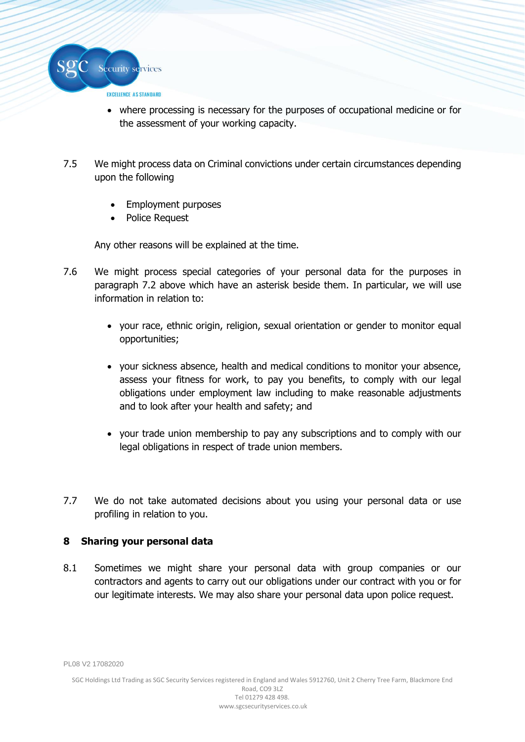- where processing is necessary for the purposes of occupational medicine or for the assessment of your working capacity.

7.5 We might process data on Criminal convictions under certain circumstances depending upon the following

- Employment purposes
- Police Request

Any other reasons will be explained at the time.

7.6 We might process special categories of your personal data for the purposes in paragraph 7.2 above which have an asterisk beside them. In particular, we will use information in relation to:

- your race, ethnic origin, religion, sexual orientation or gender to monitor equal opportunities;

- your sickness absence, health and medical conditions to monitor your absence, assess your fitness for work, to pay you benefits, to comply with our legal obligations under employment law including to make reasonable adjustments and to look after your health and safety; and

- your trade union membership to pay any subscriptions and to comply with our legal obligations in respect of trade union members.

7.7 We do not take automated decisions about you using your personal data or use profiling in relation to you.

## 8 Sharing your personal data

8.1 Sometimes we might share your personal data with group companies or our contractors and agents to carry out our obligations under our contract with you or for our legitimate interests. We may also share your personal data upon police request.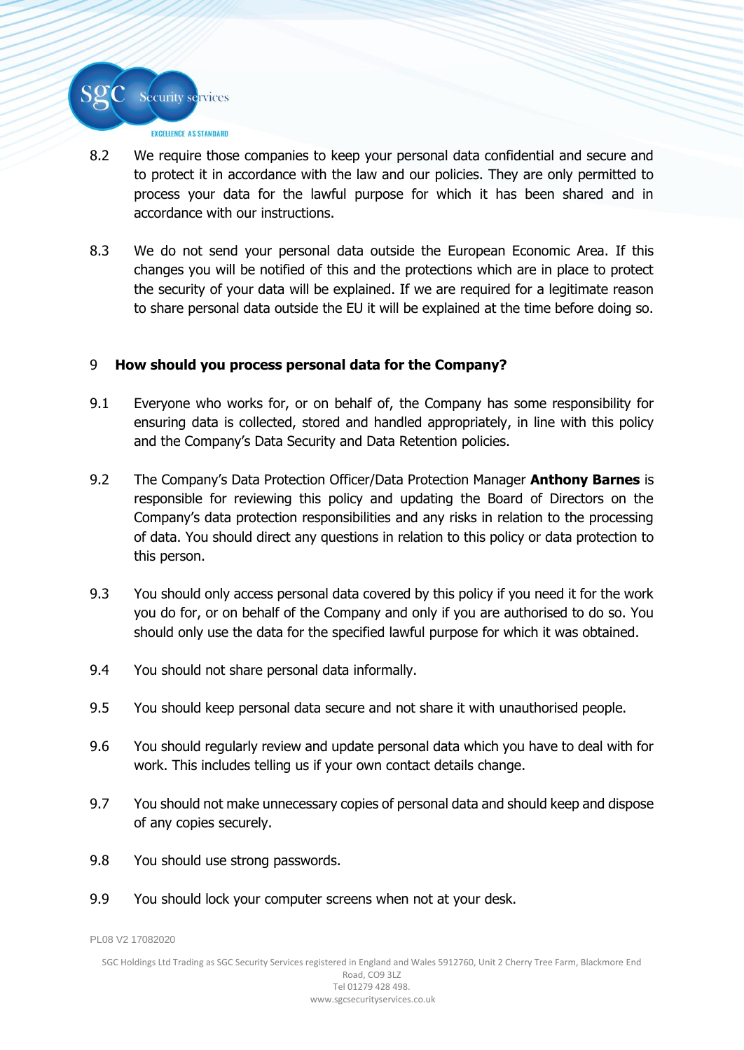8.2 We require those companies to keep your personal data confidential and secure and to protect it in accordance with the law and our policies. They are only permitted to process your data for the lawful purpose for which it has been shared and in accordance with our instructions.

8.3 We do not send your personal data outside the European Economic Area. If this changes you will be notified of this and the protections which are in place to protect the security of your data will be explained. If we are required for a legitimate reason to share personal data outside the EU it will be explained at the time before doing so.

## 9 How should you process personal data for the Company?

9.1 Everyone who works for, or on behalf of, the Company has some responsibility for ensuring data is collected, stored and handled appropriately, in line with this policy and the Company's Data Security and Data Retention policies.

9.2 The Company's Data Protection Officer/Data Protection Manager **Anthony Barnes** is responsible for reviewing this policy and updating the Board of Directors on the Company's data protection responsibilities and any risks in relation to the processing of data. You should direct any questions in relation to this policy or data protection to this person.

9.3 You should only access personal data covered by this policy if you need it for the work you do for, or on behalf of the Company and only if you are authorised to do so. You should only use the data for the specified lawful purpose for which it was obtained.

9.4 You should not share personal data informally.

9.5 You should keep personal data secure and not share it with unauthorised people.

9.6 You should regularly review and update personal data which you have to deal with for work. This includes telling us if your own contact details change.

9.7 You should not make unnecessary copies of personal data and should keep and dispose of any copies securely.

9.8 You should use strong passwords.

9.9 You should lock your computer screens when not at your desk.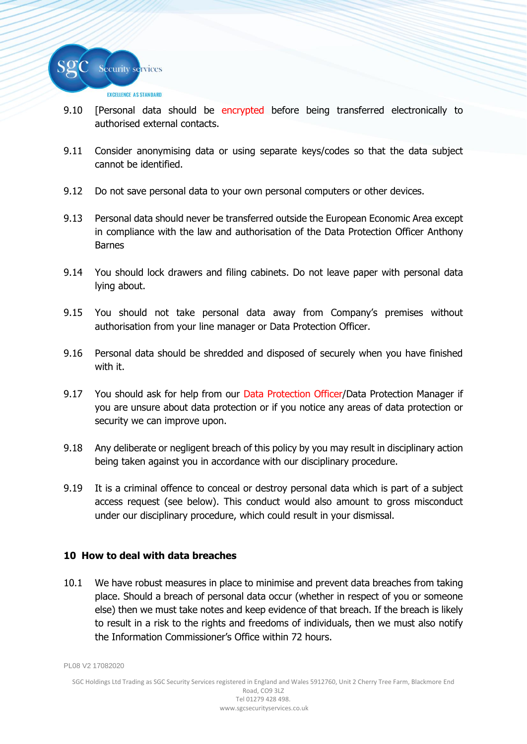9.10 [Personal data should be encrypted before being transferred electronically to authorised external contacts.

9.11 Consider anonymising data or using separate keys/codes so that the data subject cannot be identified.

9.12 Do not save personal data to your own personal computers or other devices.

9.13 Personal data should never be transferred outside the European Economic Area except in compliance with the law and authorisation of the Data Protection Officer Anthony Barnes

9.14 You should lock drawers and filing cabinets. Do not leave paper with personal data lying about.

9.15 You should not take personal data away from Company's premises without authorisation from your line manager or Data Protection Officer.

9.16 Personal data should be shredded and disposed of securely when you have finished with it.

9.17 You should ask for help from our Data Protection Officer/Data Protection Manager if you are unsure about data protection or if you notice any areas of data protection or security we can improve upon.

9.18 Any deliberate or negligent breach of this policy by you may result in disciplinary action being taken against you in accordance with our disciplinary procedure.

9.19 It is a criminal offence to conceal or destroy personal data which is part of a subject access request (see below). This conduct would also amount to gross misconduct under our disciplinary procedure, which could result in your dismissal.

## 10 How to deal with data breaches

10.1 We have robust measures in place to minimise and prevent data breaches from taking place. Should a breach of personal data occur (whether in respect of you or someone else) then we must take notes and keep evidence of that breach. If the breach is likely to result in a risk to the rights and freedoms of individuals, then we must also notify the Information Commissioner's Office within 72 hours.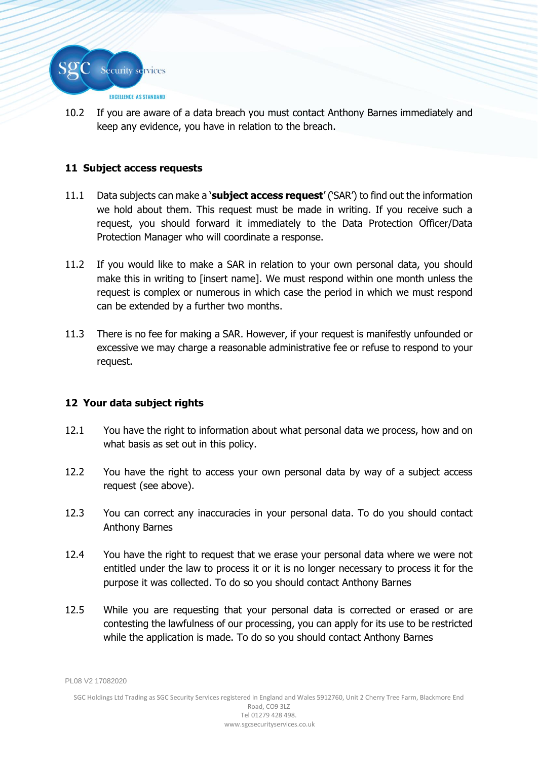10.2 If you are aware of a data breach you must contact Anthony Barnes immediately and keep any evidence, you have in relation to the breach.

## 11 Subject access requests

11.1 Data subjects can make a '**subject access request**' ('SAR') to find out the information we hold about them. This request must be made in writing. If you receive such a request, you should forward it immediately to the Data Protection Officer/Data Protection Manager who will coordinate a response.

11.2 If you would like to make a SAR in relation to your own personal data, you should make this in writing to [insert name]. We must respond within one month unless the request is complex or numerous in which case the period in which we must respond can be extended by a further two months.

11.3 There is no fee for making a SAR. However, if your request is manifestly unfounded or excessive we may charge a reasonable administrative fee or refuse to respond to your request.

## 12 Your data subject rights

12.1 You have the right to information about what personal data we process, how and on what basis as set out in this policy.

12.2 You have the right to access your own personal data by way of a subject access request (see above).

12.3 You can correct any inaccuracies in your personal data. To do you should contact Anthony Barnes

12.4 You have the right to request that we erase your personal data where we were not entitled under the law to process it or it is no longer necessary to process it for the purpose it was collected. To do so you should contact Anthony Barnes

12.5 While you are requesting that your personal data is corrected or erased or are contesting the lawfulness of our processing, you can apply for its use to be restricted while the application is made. To do so you should contact Anthony Barnes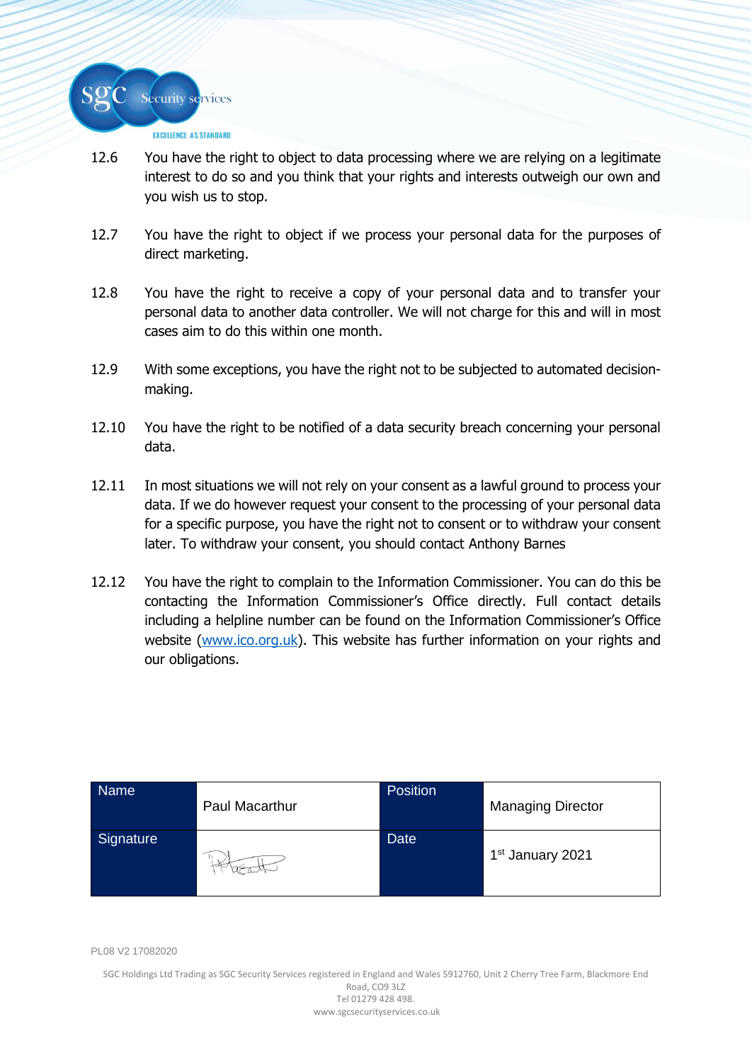12.6 You have the right to object to data processing where we are relying on a legitimate interest to do so and you think that your rights and interests outweigh our own and you wish us to stop.

12.7 You have the right to object if we process your personal data for the purposes of direct marketing.

12.8 You have the right to receive a copy of your personal data and to transfer your personal data to another data controller. We will not charge for this and will in most cases aim to do this within one month.

12.9 With some exceptions, you have the right not to be subjected to automated decision-making.

12.10 You have the right to be notified of a data security breach concerning your personal data.

12.11 In most situations we will not rely on your consent as a lawful ground to process your data. If we do however request your consent to the processing of your personal data for a specific purpose, you have the right not to consent or to withdraw your consent later. To withdraw your consent, you should contact Anthony Barnes

12.12 You have the right to complain to the Information Commissioner. You can do this be contacting the Information Commissioner's Office directly. Full contact details including a helpline number can be found on the Information Commissioner's Office website (www.ico.org.uk). This website has further information on your rights and our obligations.

| | | | |
|---|---|---|---|
| Name | Paul Macarthur | Position | Managing Director |
| Signature | | Date | 1st January 2021 |

PL08 V2 17082020

SGC Holdings Ltd Trading as SGC Security Services registered in England and Wales 5912760, Unit 2 Cherry Tree Farm, Blackmore End Road, CO9 3LZ
Tel 01279 428 498.
www.sgcsecurityservices.co.uk